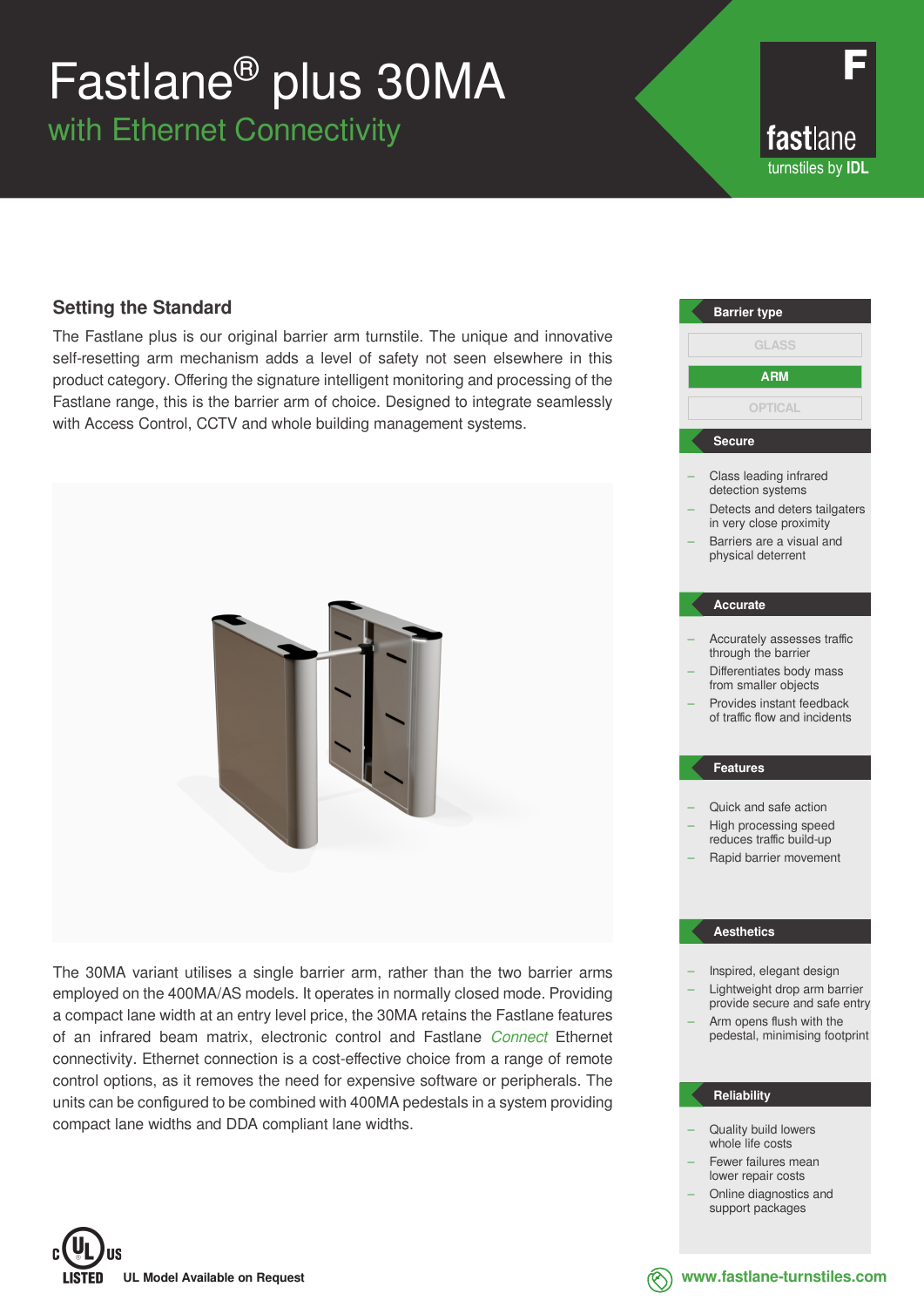# Fastlane® plus 30MA

## with Ethernet Connectivity

fastlane
turnstiles by **IDL**

## Setting the Standard

The Fastlane plus is our original barrier arm turnstile. The unique and innovative self-resetting arm mechanism adds a level of safety not seen elsewhere in this product category. Offering the signature intelligent monitoring and processing of the Fastlane range, this is the barrier arm of choice. Designed to integrate seamlessly with Access Control, CCTV and whole building management systems.

The 30MA variant utilises a single barrier arm, rather than the two barrier arms employed on the 400MA/AS models. It operates in normally closed mode. Providing a compact lane width at an entry level price, the 30MA retains the Fastlane features of an infrared beam matrix, electronic control and Fastlane *Connect* Ethernet connectivity. Ethernet connection is a cost-effective choice from a range of remote control options, as it removes the need for expensive software or peripherals. The units can be configured to be combined with 400MA pedestals in a system providing compact lane widths and DDA compliant lane widths.

### Barrier type

- GLASS
- **ARM**
- OPTICAL

### Secure

- Class leading infrared detection systems
- Detects and deters tailgaters in very close proximity
- Barriers are a visual and physical deterrent

### Accurate

- Accurately assesses traffic through the barrier
- Differentiates body mass from smaller objects
- Provides instant feedback of traffic flow and incidents

### Features

- Quick and safe action
- High processing speed reduces traffic build-up
- Rapid barrier movement

### Aesthetics

- Inspired, elegant design
- Lightweight drop arm barrier provide secure and safe entry
- Arm opens flush with the pedestal, minimising footprint

### Reliability

- Quality build lowers whole life costs
- Fewer failures mean lower repair costs
- Online diagnostics and support packages

c UL us LISTED **UL Model Available on Request**

**www.fastlane-turnstiles.com**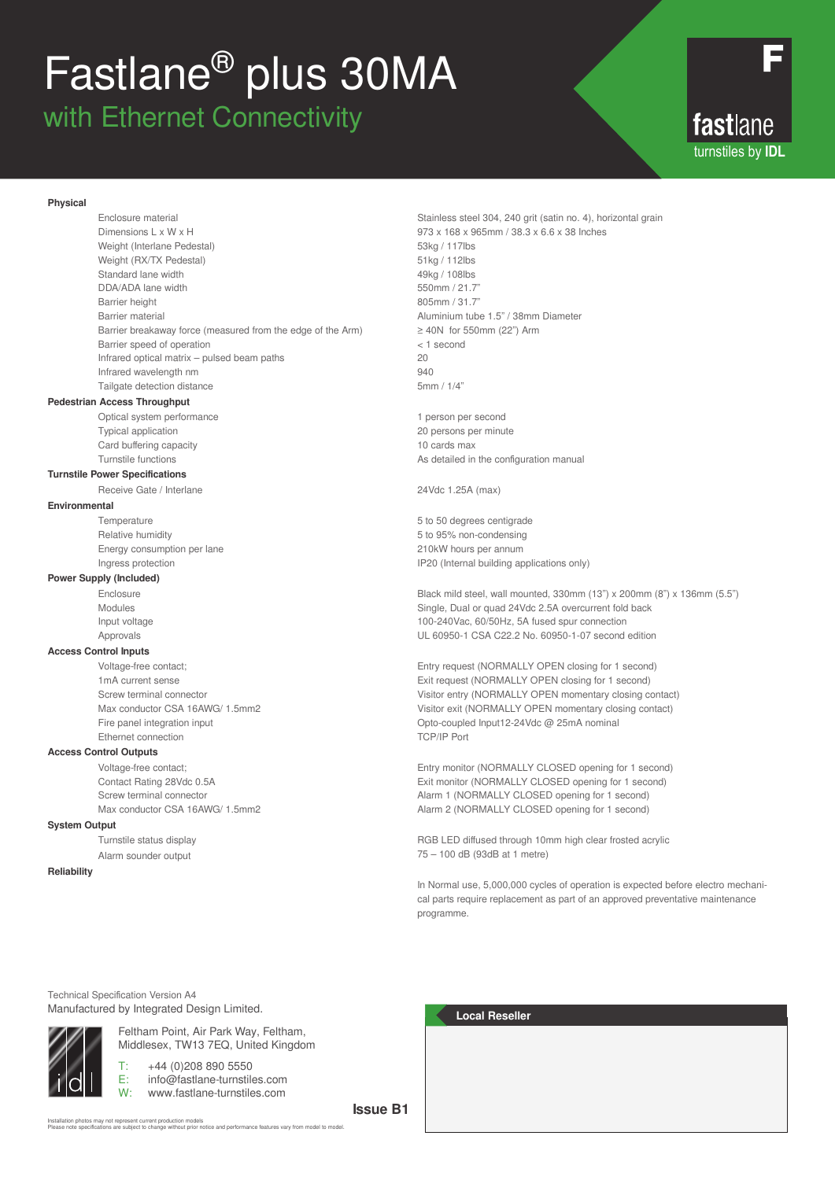# Fastlane® plus 30MA

## with Ethernet Connectivity

F

fastlane
turnstiles by IDL

| | |
|---|---|
| **Physical** | |
| Enclosure material | Stainless steel 304, 240 grit (satin no. 4), horizontal grain |
| Dimensions L x W x H | 973 x 168 x 965mm / 38.3 x 6.6 x 38 Inches |
| Weight (Interlane Pedestal) | 53kg / 117lbs |
| Weight (RX/TX Pedestal) | 51kg / 112lbs |
| Standard lane width | 49kg / 108lbs |
| DDA/ADA lane width | 550mm / 21.7" |
| Barrier height | 805mm / 31.7" |
| Barrier material | Aluminium tube 1.5" / 38mm Diameter |
| Barrier breakaway force (measured from the edge of the Arm) | ≥ 40N for 550mm (22") Arm |
| Barrier speed of operation | < 1 second |
| Infrared optical matrix – pulsed beam paths | 20 |
| Infrared wavelength nm | 940 |
| Tailgate detection distance | 5mm / 1/4" |
| **Pedestrian Access Throughput** | |
| Optical system performance | 1 person per second |
| Typical application | 20 persons per minute |
| Card buffering capacity | 10 cards max |
| Turnstile functions | As detailed in the configuration manual |
| **Turnstile Power Specifications** | |
| Receive Gate / Interlane | 24Vdc 1.25A (max) |
| **Environmental** | |
| Temperature | 5 to 50 degrees centigrade |
| Relative humidity | 5 to 95% non-condensing |
| Energy consumption per lane | 210kW hours per annum |
| Ingress protection | IP20 (Internal building applications only) |
| **Power Supply (Included)** | |
| Enclosure | Black mild steel, wall mounted, 330mm (13") x 200mm (8") x 136mm (5.5") |
| Modules | Single, Dual or quad 24Vdc 2.5A overcurrent fold back |
| Input voltage | 100-240Vac, 60/50Hz, 5A fused spur connection |
| Approvals | UL 60950-1 CSA C22.2 No. 60950-1-07 second edition |
| **Access Control Inputs** | |
| Voltage-free contact; | Entry request (NORMALLY OPEN closing for 1 second) |
| 1mA current sense | Exit request (NORMALLY OPEN closing for 1 second) |
| Screw terminal connector | Visitor entry (NORMALLY OPEN momentary closing contact) |
| Max conductor CSA 16AWG/ 1.5mm2 | Visitor exit (NORMALLY OPEN momentary closing contact) |
| Fire panel integration input | Opto-coupled Input12-24Vdc @ 25mA nominal |
| Ethernet connection | TCP/IP Port |
| **Access Control Outputs** | |
| Voltage-free contact; | Entry monitor (NORMALLY CLOSED opening for 1 second) |
| Contact Rating 28Vdc 0.5A | Exit monitor (NORMALLY CLOSED opening for 1 second) |
| Screw terminal connector | Alarm 1 (NORMALLY CLOSED opening for 1 second) |
| Max conductor CSA 16AWG/ 1.5mm2 | Alarm 2 (NORMALLY CLOSED opening for 1 second) |
| **System Output** | |
| Turnstile status display | RGB LED diffused through 10mm high clear frosted acrylic |
| Alarm sounder output | 75 – 100 dB (93dB at 1 metre) |
| **Reliability** | In Normal use, 5,000,000 cycles of operation is expected before electro mechanical parts require replacement as part of an approved preventative maintenance programme. |

Technical Specification Version A4
Manufactured by Integrated Design Limited.

Feltham Point, Air Park Way, Feltham,
Middlesex, TW13 7EQ, United Kingdom

T: +44 (0)208 890 5550
E: info@fastlane-turnstiles.com
W: www.fastlane-turnstiles.com

**Issue B1**

**Local Reseller**

Installation photos may not represent current production models
Please note specifications are subject to change without prior notice and performance features vary from model to model.